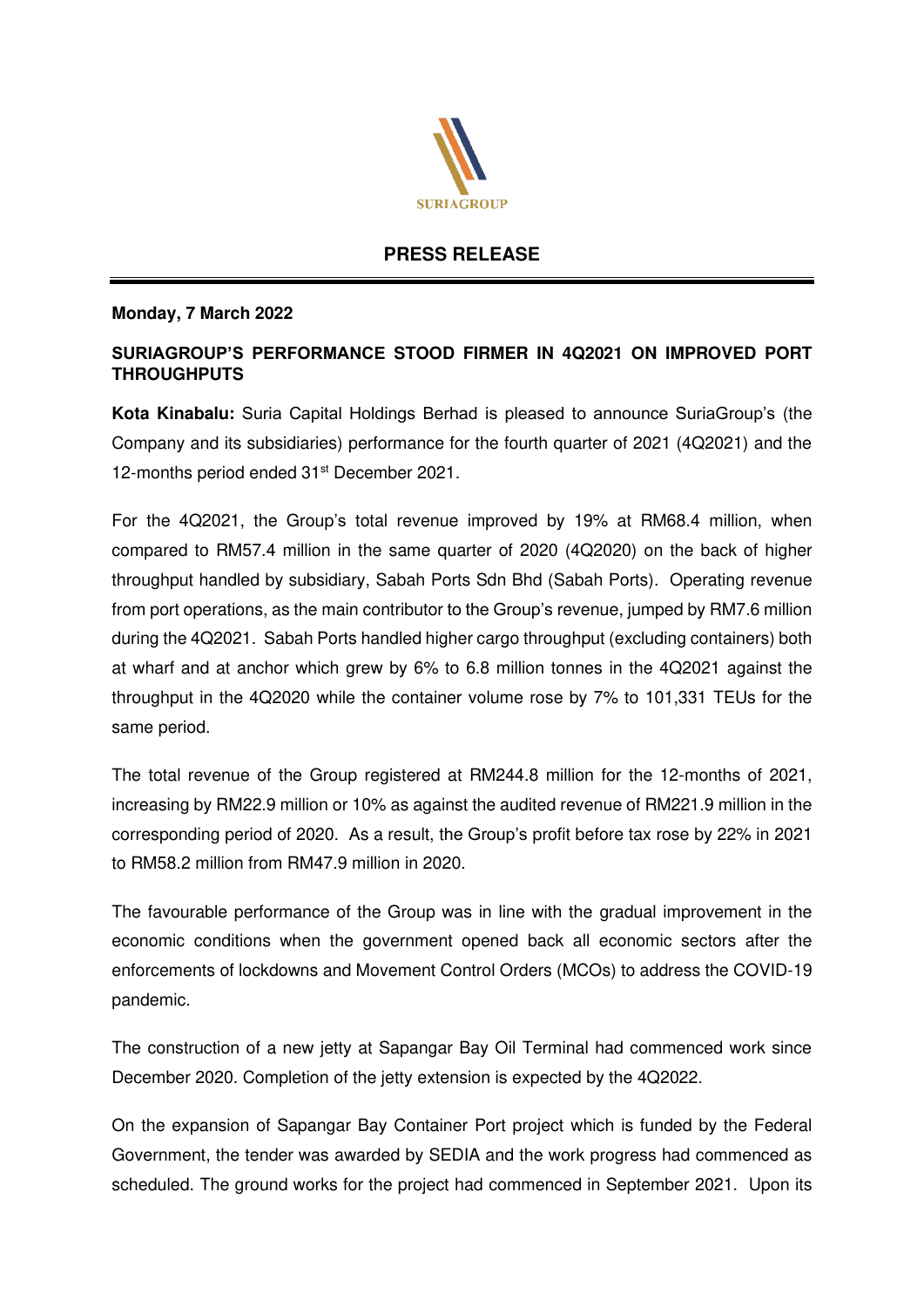SURIAGROUP

## PRESS RELEASE

**Monday, 7 March 2022**

**SURIAGROUP'S PERFORMANCE STOOD FIRMER IN 4Q2021 ON IMPROVED PORT THROUGHPUTS**

**Kota Kinabalu:** Suria Capital Holdings Berhad is pleased to announce SuriaGroup's (the Company and its subsidiaries) performance for the fourth quarter of 2021 (4Q2021) and the 12-months period ended 31st December 2021.

For the 4Q2021, the Group's total revenue improved by 19% at RM68.4 million, when compared to RM57.4 million in the same quarter of 2020 (4Q2020) on the back of higher throughput handled by subsidiary, Sabah Ports Sdn Bhd (Sabah Ports). Operating revenue from port operations, as the main contributor to the Group's revenue, jumped by RM7.6 million during the 4Q2021. Sabah Ports handled higher cargo throughput (excluding containers) both at wharf and at anchor which grew by 6% to 6.8 million tonnes in the 4Q2021 against the throughput in the 4Q2020 while the container volume rose by 7% to 101,331 TEUs for the same period.

The total revenue of the Group registered at RM244.8 million for the 12-months of 2021, increasing by RM22.9 million or 10% as against the audited revenue of RM221.9 million in the corresponding period of 2020. As a result, the Group's profit before tax rose by 22% in 2021 to RM58.2 million from RM47.9 million in 2020.

The favourable performance of the Group was in line with the gradual improvement in the economic conditions when the government opened back all economic sectors after the enforcements of lockdowns and Movement Control Orders (MCOs) to address the COVID-19 pandemic.

The construction of a new jetty at Sapangar Bay Oil Terminal had commenced work since December 2020. Completion of the jetty extension is expected by the 4Q2022.

On the expansion of Sapangar Bay Container Port project which is funded by the Federal Government, the tender was awarded by SEDIA and the work progress had commenced as scheduled. The ground works for the project had commenced in September 2021. Upon its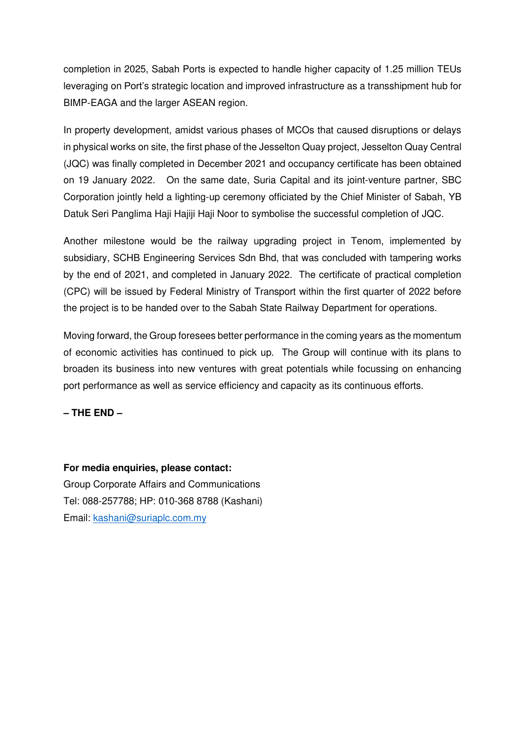completion in 2025, Sabah Ports is expected to handle higher capacity of 1.25 million TEUs leveraging on Port's strategic location and improved infrastructure as a transshipment hub for BIMP-EAGA and the larger ASEAN region.

In property development, amidst various phases of MCOs that caused disruptions or delays in physical works on site, the first phase of the Jesselton Quay project, Jesselton Quay Central (JQC) was finally completed in December 2021 and occupancy certificate has been obtained on 19 January 2022. On the same date, Suria Capital and its joint-venture partner, SBC Corporation jointly held a lighting-up ceremony officiated by the Chief Minister of Sabah, YB Datuk Seri Panglima Haji Hajiji Haji Noor to symbolise the successful completion of JQC.

Another milestone would be the railway upgrading project in Tenom, implemented by subsidiary, SCHB Engineering Services Sdn Bhd, that was concluded with tampering works by the end of 2021, and completed in January 2022. The certificate of practical completion (CPC) will be issued by Federal Ministry of Transport within the first quarter of 2022 before the project is to be handed over to the Sabah State Railway Department for operations.

Moving forward, the Group foresees better performance in the coming years as the momentum of economic activities has continued to pick up. The Group will continue with its plans to broaden its business into new ventures with great potentials while focussing on enhancing port performance as well as service efficiency and capacity as its continuous efforts.

**– THE END –**

**For media enquiries, please contact:**
Group Corporate Affairs and Communications
Tel: 088-257788; HP: 010-368 8788 (Kashani)
Email: kashani@suriaplc.com.my